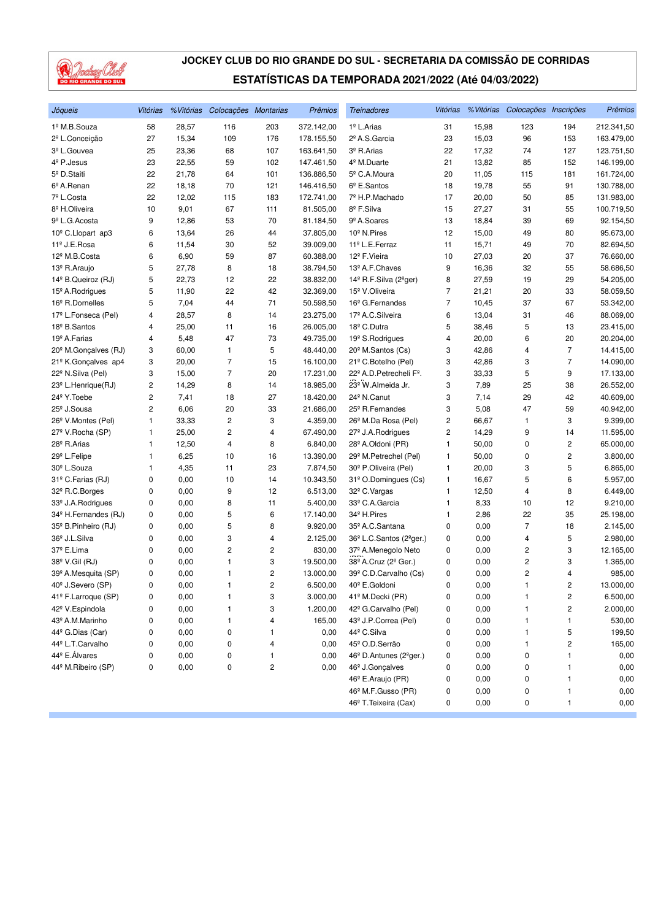# JOCKEY CLUB DO RIO GRANDE DO SUL - SECRETARIA DA COMISSÃO DE CORRIDAS

## ESTATÍSTICAS DA TEMPORADA 2021/2022 (Até 04/03/2022)

| *Jóqueis* | *Vitórias* | *%Vitórias* | *Colocações* | *Montarias* | *Prêmios* |
|---|---|---|---|---|---|
| 1º M.B.Souza | 58 | 28,57 | 116 | 203 | 372.142,00 |
| 2º L.Conceição | 27 | 15,34 | 109 | 176 | 178.155,50 |
| 3º L.Gouvea | 25 | 23,36 | 68 | 107 | 163.641,50 |
| 4º P.Jesus | 23 | 22,55 | 59 | 102 | 147.461,50 |
| 5º D.Staiti | 22 | 21,78 | 64 | 101 | 136.886,50 |
| 6º A.Renan | 22 | 18,18 | 70 | 121 | 146.416,50 |
| 7º L.Costa | 22 | 12,02 | 115 | 183 | 172.741,00 |
| 8º H.Oliveira | 10 | 9,01 | 67 | 111 | 81.505,00 |
| 9º L.G.Acosta | 9 | 12,86 | 53 | 70 | 81.184,50 |
| 10º C.Llopart ap3 | 6 | 13,64 | 26 | 44 | 37.805,00 |
| 11º J.E.Rosa | 6 | 11,54 | 30 | 52 | 39.009,00 |
| 12º M.B.Costa | 6 | 6,90 | 59 | 87 | 60.388,00 |
| 13º R.Araujo | 5 | 27,78 | 8 | 18 | 38.794,50 |
| 14º B.Queiroz (RJ) | 5 | 22,73 | 12 | 22 | 38.832,00 |
| 15º A.Rodrigues | 5 | 11,90 | 22 | 42 | 32.369,00 |
| 16º R.Dornelles | 5 | 7,04 | 44 | 71 | 50.598,50 |
| 17º L.Fonseca (Pel) | 4 | 28,57 | 8 | 14 | 23.275,00 |
| 18º B.Santos | 4 | 25,00 | 11 | 16 | 26.005,00 |
| 19º A.Farias | 4 | 5,48 | 47 | 73 | 49.735,00 |
| 20º M.Gonçalves (RJ) | 3 | 60,00 | 1 | 5 | 48.440,00 |
| 21º K.Gonçalves ap4 | 3 | 20,00 | 7 | 15 | 16.100,00 |
| 22º N.Silva (Pel) | 3 | 15,00 | 7 | 20 | 17.231,00 |
| 23º L.Henrique(RJ) | 2 | 14,29 | 8 | 14 | 18.985,00 |
| 24º Y.Toebe | 2 | 7,41 | 18 | 27 | 18.420,00 |
| 25º J.Sousa | 2 | 6,06 | 20 | 33 | 21.686,00 |
| 26º V.Montes (Pel) | 1 | 33,33 | 2 | 3 | 4.359,00 |
| 27º V.Rocha (SP) | 1 | 25,00 | 2 | 4 | 67.490,00 |
| 28º R.Arias | 1 | 12,50 | 4 | 8 | 6.840,00 |
| 29º L.Felipe | 1 | 6,25 | 10 | 16 | 13.390,00 |
| 30º L.Souza | 1 | 4,35 | 11 | 23 | 7.874,50 |
| 31º C.Farias (RJ) | 0 | 0,00 | 10 | 14 | 10.343,50 |
| 32º R.C.Borges | 0 | 0,00 | 9 | 12 | 6.513,00 |
| 33º J.A.Rodrigues | 0 | 0,00 | 8 | 11 | 5.400,00 |
| 34º H.Fernandes (RJ) | 0 | 0,00 | 5 | 6 | 17.140,00 |
| 35º B.Pinheiro (RJ) | 0 | 0,00 | 5 | 8 | 9.920,00 |
| 36º J.L.Silva | 0 | 0,00 | 3 | 4 | 2.125,00 |
| 37º E.Lima | 0 | 0,00 | 2 | 2 | 830,00 |
| 38º V.Gil (RJ) | 0 | 0,00 | 1 | 3 | 19.500,00 |
| 39º A.Mesquita (SP) | 0 | 0,00 | 1 | 2 | 13.000,00 |
| 40º J.Severo (SP) | 0 | 0,00 | 1 | 2 | 6.500,00 |
| 41º F.Larroque (SP) | 0 | 0,00 | 1 | 3 | 3.000,00 |
| 42º V.Espindola | 0 | 0,00 | 1 | 3 | 1.200,00 |
| 43º A.M.Marinho | 0 | 0,00 | 1 | 4 | 165,00 |
| 44º G.Dias (Car) | 0 | 0,00 | 0 | 1 | 0,00 |
| 44º L.T.Carvalho | 0 | 0,00 | 0 | 4 | 0,00 |
| 44º E.Álvares | 0 | 0,00 | 0 | 1 | 0,00 |
| 44º M.Ribeiro (SP) | 0 | 0,00 | 0 | 2 | 0,00 |

| *Treinadores* | *Vitórias* | *%Vitórias* | *Colocações* | *Inscrições* | *Prêmios* |
|---|---|---|---|---|---|
| 1º L.Arias | 31 | 15,98 | 123 | 194 | 212.341,50 |
| 2º A.S.Garcia | 23 | 15,03 | 96 | 153 | 163.479,00 |
| 3º R.Arias | 22 | 17,32 | 74 | 127 | 123.751,50 |
| 4º M.Duarte | 21 | 13,82 | 85 | 152 | 146.199,00 |
| 5º C.A.Moura | 20 | 11,05 | 115 | 181 | 161.724,00 |
| 6º E.Santos | 18 | 19,78 | 55 | 91 | 130.788,00 |
| 7º H.P.Machado | 17 | 20,00 | 50 | 85 | 131.983,00 |
| 8º F.Silva | 15 | 27,27 | 31 | 55 | 100.719,50 |
| 9º A.Soares | 13 | 18,84 | 39 | 69 | 92.154,50 |
| 10º N.Pires | 12 | 15,00 | 49 | 80 | 95.673,00 |
| 11º L.E.Ferraz | 11 | 15,71 | 49 | 70 | 82.694,50 |
| 12º F.Vieira | 10 | 27,03 | 20 | 37 | 76.660,00 |
| 13º A.F.Chaves | 9 | 16,36 | 32 | 55 | 58.686,50 |
| 14º R.F.Silva (2ºger) | 8 | 27,59 | 19 | 29 | 54.205,00 |
| 15º V.Oliveira | 7 | 21,21 | 20 | 33 | 58.059,50 |
| 16º G.Fernandes | 7 | 10,45 | 37 | 67 | 53.342,00 |
| 17º A.C.Silveira | 6 | 13,04 | 31 | 46 | 88.069,00 |
| 18º C.Dutra | 5 | 38,46 | 5 | 13 | 23.415,00 |
| 19º S.Rodrigues | 4 | 20,00 | 6 | 20 | 20.204,00 |
| 20º M.Santos (Cs) | 3 | 42,86 | 4 | 7 | 14.415,00 |
| 21º C.Botelho (Pel) | 3 | 42,86 | 3 | 7 | 14.090,00 |
| 22º A.D.Petrecheli Fº. | 3 | 33,33 | 5 | 9 | 17.133,00 |
| 23º W.Almeida Jr. | 3 | 7,89 | 25 | 38 | 26.552,00 |
| 24º N.Canut | 3 | 7,14 | 29 | 42 | 40.609,00 |
| 25º R.Fernandes | 3 | 5,08 | 47 | 59 | 40.942,00 |
| 26º M.Da Rosa (Pel) | 2 | 66,67 | 1 | 3 | 9.399,00 |
| 27º J.A.Rodrigues | 2 | 14,29 | 9 | 14 | 11.595,00 |
| 28º A.Oldoni (PR) | 1 | 50,00 | 0 | 2 | 65.000,00 |
| 29º M.Petrechel (Pel) | 1 | 50,00 | 0 | 2 | 3.800,00 |
| 30º P.Oliveira (Pel) | 1 | 20,00 | 3 | 5 | 6.865,00 |
| 31º O.Domingues (Cs) | 1 | 16,67 | 5 | 6 | 5.957,00 |
| 32º C.Vargas | 1 | 12,50 | 4 | 8 | 6.449,00 |
| 33º C.A.Garcia | 1 | 8,33 | 10 | 12 | 9.210,00 |
| 34º H.Pires | 1 | 2,86 | 22 | 35 | 25.198,00 |
| 35º A.C.Santana | 0 | 0,00 | 7 | 18 | 2.145,00 |
| 36º L.C.Santos (2ºger.) | 0 | 0,00 | 4 | 5 | 2.980,00 |
| 37º A.Menegolo Neto | 0 | 0,00 | 2 | 3 | 12.165,00 |
| 38º A.Cruz (2º Ger.) | 0 | 0,00 | 2 | 3 | 1.365,00 |
| 39º C.D.Carvalho (Cs) | 0 | 0,00 | 2 | 4 | 985,00 |
| 40º E.Goldoni | 0 | 0,00 | 1 | 2 | 13.000,00 |
| 41º M.Decki (PR) | 0 | 0,00 | 1 | 2 | 6.500,00 |
| 42º G.Carvalho (Pel) | 0 | 0,00 | 1 | 2 | 2.000,00 |
| 43º J.P.Correa (Pel) | 0 | 0,00 | 1 | 1 | 530,00 |
| 44º C.Silva | 0 | 0,00 | 1 | 5 | 199,50 |
| 45º O.D.Serrão | 0 | 0,00 | 1 | 2 | 165,00 |
| 46º D.Antunes (2ºger.) | 0 | 0,00 | 0 | 1 | 0,00 |
| 46º J.Gonçalves | 0 | 0,00 | 0 | 1 | 0,00 |
| 46º E.Araujo (PR) | 0 | 0,00 | 0 | 1 | 0,00 |
| 46º M.F.Gusso (PR) | 0 | 0,00 | 0 | 1 | 0,00 |
| 46º T.Teixeira (Cax) | 0 | 0,00 | 0 | 1 | 0,00 |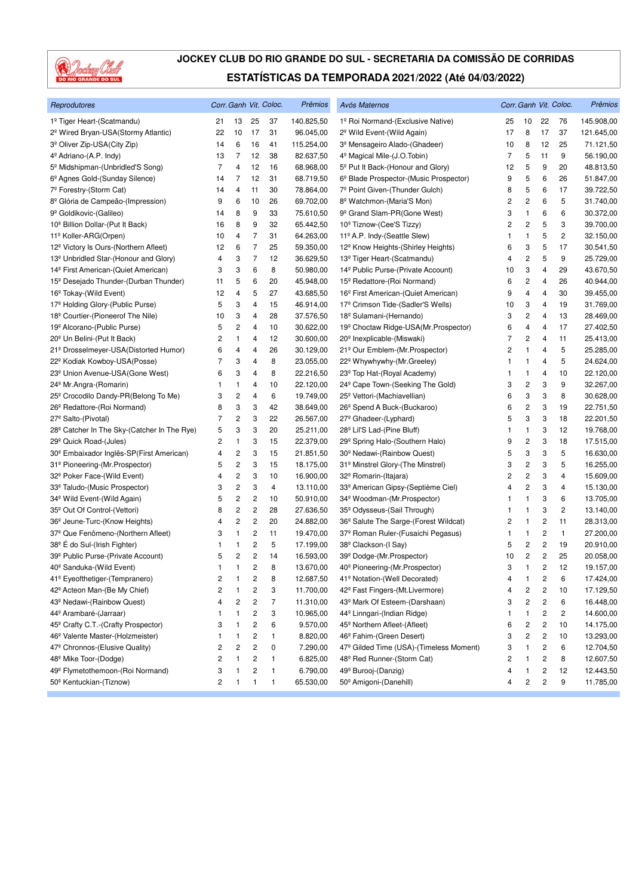# JOCKEY CLUB DO RIO GRANDE DO SUL - SECRETARIA DA COMISSÃO DE CORRIDAS

## ESTATÍSTICAS DA TEMPORADA 2021/2022 (Até 04/03/2022)

| Reprodutores | Corr. | Ganh | Vit. | Coloc. | Prêmios |
|---|---|---|---|---|---|
| 1º Tiger Heart-(Scatmandu) | 21 | 13 | 25 | 37 | 140.825,50 |
| 2º Wired Bryan-USA(Stormy Atlantic) | 22 | 10 | 17 | 31 | 96.045,00 |
| 3º Oliver Zip-USA(City Zip) | 14 | 6 | 16 | 41 | 115.254,00 |
| 4º Adriano-(A.P. Indy) | 13 | 7 | 12 | 38 | 82.637,50 |
| 5º Midshipman-(Unbridled'S Song) | 7 | 4 | 12 | 16 | 68.968,00 |
| 6º Agnes Gold-(Sunday Silence) | 14 | 7 | 12 | 31 | 68.719,50 |
| 7º Forestry-(Storm Cat) | 14 | 4 | 11 | 30 | 78.864,00 |
| 8º Glória de Campeão-(Impression) | 9 | 6 | 10 | 26 | 69.702,00 |
| 9º Goldikovic-(Galileo) | 14 | 8 | 9 | 33 | 75.610,50 |
| 10º Billion Dollar-(Put It Back) | 16 | 8 | 9 | 32 | 65.442,50 |
| 11º Koller-ARG(Orpen) | 10 | 4 | 7 | 31 | 64.263,00 |
| 12º Victory Is Ours-(Northern Afleet) | 12 | 6 | 7 | 25 | 59.350,00 |
| 13º Unbridled Star-(Honour and Glory) | 4 | 3 | 7 | 12 | 36.629,50 |
| 14º First American-(Quiet American) | 3 | 3 | 6 | 8 | 50.980,00 |
| 15º Desejado Thunder-(Durban Thunder) | 11 | 5 | 6 | 20 | 45.948,00 |
| 16º Tokay-(Wild Event) | 12 | 4 | 5 | 27 | 43.685,50 |
| 17º Holding Glory-(Public Purse) | 5 | 3 | 4 | 15 | 46.914,00 |
| 18º Courtier-(Pioneerof The Nile) | 10 | 3 | 4 | 28 | 37.576,50 |
| 19º Alcorano-(Public Purse) | 5 | 2 | 4 | 10 | 30.622,00 |
| 20º Un Belini-(Put It Back) | 2 | 1 | 4 | 12 | 30.600,00 |
| 21º Drosselmeyer-USA(Distorted Humor) | 6 | 4 | 4 | 26 | 30.129,00 |
| 22º Kodiak Kowboy-USA(Posse) | 7 | 3 | 4 | 8 | 23.055,00 |
| 23º Union Avenue-USA(Gone West) | 6 | 3 | 4 | 8 | 22.216,50 |
| 24º Mr.Angra-(Romarin) | 1 | 1 | 4 | 10 | 22.120,00 |
| 25º Crocodilo Dandy-PR(Belong To Me) | 3 | 2 | 4 | 6 | 19.749,00 |
| 26º Redattore-(Roi Normand) | 8 | 3 | 3 | 42 | 38.669,00 |
| 27º Salto-(Pivotal) | 7 | 2 | 3 | 22 | 26.567,00 |
| 28º Catcher In The Sky-(Catcher In The Rye) | 5 | 3 | 3 | 20 | 25.211,00 |
| 29º Quick Road-(Jules) | 2 | 1 | 3 | 15 | 22.379,00 |
| 30º Embaixador Inglês-SP(First American) | 4 | 2 | 3 | 15 | 21.851,50 |
| 31º Pioneering-(Mr.Prospector) | 5 | 2 | 3 | 15 | 18.175,00 |
| 32º Poker Face-(Wild Event) | 4 | 2 | 3 | 10 | 16.900,00 |
| 33º Taludo-(Music Prospector) | 3 | 2 | 3 | 4 | 13.110,00 |
| 34º Wild Event-(Wild Again) | 5 | 2 | 2 | 10 | 50.910,00 |
| 35º Out Of Control-(Vettori) | 8 | 2 | 2 | 28 | 27.636,50 |
| 36º Jeune-Turc-(Know Heights) | 4 | 2 | 2 | 20 | 24.882,00 |
| 37º Que Fenômeno-(Northern Afleet) | 3 | 1 | 2 | 11 | 19.470,00 |
| 38º É do Sul-(Irish Fighter) | 1 | 1 | 2 | 5 | 17.199,00 |
| 39º Public Purse-(Private Account) | 5 | 2 | 2 | 14 | 16.593,00 |
| 40º Sanduka-(Wild Event) | 1 | 1 | 2 | 8 | 13.670,00 |
| 41º Eyeofthetiger-(Tempranero) | 2 | 1 | 2 | 8 | 12.687,50 |
| 42º Acteon Man-(Be My Chief) | 2 | 1 | 2 | 3 | 11.700,00 |
| 43º Nedawi-(Rainbow Quest) | 4 | 2 | 2 | 7 | 11.310,00 |
| 44º Arambaré-(Jarraar) | 1 | 1 | 2 | 3 | 10.965,00 |
| 45º Crafty C.T.-(Crafty Prospector) | 3 | 1 | 2 | 6 | 9.570,00 |
| 46º Valente Master-(Holzmeister) | 1 | 1 | 2 | 1 | 8.820,00 |
| 47º Chronnos-(Elusive Quality) | 2 | 2 | 2 | 0 | 7.290,00 |
| 48º Mike Toor-(Dodge) | 2 | 1 | 2 | 1 | 6.825,00 |
| 49º Flymetothemoon-(Roi Normand) | 3 | 1 | 2 | 1 | 6.790,00 |
| 50º Kentuckian-(Tiznow) | 2 | 1 | 1 | 1 | 65.530,00 |

| Avós Maternos | Corr. | Ganh | Vit. | Coloc. | Prêmios |
|---|---|---|---|---|---|
| 1º Roi Normand-(Exclusive Native) | 25 | 10 | 22 | 76 | 145.908,00 |
| 2º Wild Event-(Wild Again) | 17 | 8 | 17 | 37 | 121.645,00 |
| 3º Mensageiro Alado-(Ghadeer) | 10 | 8 | 12 | 25 | 71.121,50 |
| 4º Magical Mile-(J.O.Tobin) | 7 | 5 | 11 | 9 | 56.190,00 |
| 5º Put It Back-(Honour and Glory) | 12 | 5 | 9 | 20 | 48.813,50 |
| 6º Blade Prospector-(Music Prospector) | 9 | 5 | 6 | 26 | 51.847,00 |
| 7º Point Given-(Thunder Gulch) | 8 | 5 | 6 | 17 | 39.722,50 |
| 8º Watchmon-(Maria'S Mon) | 2 | 2 | 6 | 5 | 31.740,00 |
| 9º Grand Slam-PR(Gone West) | 3 | 1 | 6 | 6 | 30.372,00 |
| 10º Tiznow-(Cee'S Tizzy) | 2 | 2 | 5 | 3 | 39.700,00 |
| 11º A.P. Indy-(Seattle Slew) | 1 | 1 | 5 | 2 | 32.150,00 |
| 12º Know Heights-(Shirley Heights) | 6 | 3 | 5 | 17 | 30.541,50 |
| 13º Tiger Heart-(Scatmandu) | 4 | 2 | 5 | 9 | 25.729,00 |
| 14º Public Purse-(Private Account) | 10 | 3 | 4 | 29 | 43.670,50 |
| 15º Redattore-(Roi Normand) | 6 | 2 | 4 | 26 | 40.944,00 |
| 16º First American-(Quiet American) | 9 | 4 | 4 | 30 | 39.455,00 |
| 17º Crimson Tide-(Sadler'S Wells) | 10 | 3 | 4 | 19 | 31.769,00 |
| 18º Sulamani-(Hernando) | 3 | 2 | 4 | 13 | 28.469,00 |
| 19º Choctaw Ridge-USA(Mr.Prospector) | 6 | 4 | 4 | 17 | 27.402,50 |
| 20º Inexplicable-(Miswaki) | 7 | 2 | 4 | 11 | 25.413,00 |
| 21º Our Emblem-(Mr.Prospector) | 2 | 1 | 4 | 5 | 25.285,00 |
| 22º Whywhywhy-(Mr.Greeley) | 1 | 1 | 4 | 5 | 24.624,00 |
| 23º Top Hat-(Royal Academy) | 1 | 1 | 4 | 10 | 22.120,00 |
| 24º Cape Town-(Seeking The Gold) | 3 | 2 | 3 | 9 | 32.267,00 |
| 25º Vettori-(Machiavellian) | 6 | 3 | 3 | 8 | 30.628,00 |
| 26º Spend A Buck-(Buckaroo) | 6 | 2 | 3 | 19 | 22.751,50 |
| 27º Ghadeer-(Lyphard) | 5 | 3 | 3 | 18 | 22.201,50 |
| 28º Lil'S Lad-(Pine Bluff) | 1 | 1 | 3 | 12 | 19.768,00 |
| 29º Spring Halo-(Southern Halo) | 9 | 2 | 3 | 18 | 17.515,00 |
| 30º Nedawi-(Rainbow Quest) | 5 | 3 | 3 | 5 | 16.630,00 |
| 31º Minstrel Glory-(The Minstrel) | 3 | 2 | 3 | 5 | 16.255,00 |
| 32º Romarin-(Itajara) | 2 | 2 | 3 | 4 | 15.609,00 |
| 33º American Gipsy-(Septième Ciel) | 4 | 2 | 3 | 4 | 15.130,00 |
| 34º Woodman-(Mr.Prospector) | 1 | 1 | 3 | 6 | 13.705,00 |
| 35º Odysseus-(Sail Through) | 1 | 1 | 3 | 2 | 13.140,00 |
| 36º Salute The Sarge-(Forest Wildcat) | 2 | 1 | 2 | 11 | 28.313,00 |
| 37º Roman Ruler-(Fusaichi Pegasus) | 1 | 1 | 2 | 1 | 27.200,00 |
| 38º Clackson-(I Say) | 5 | 2 | 2 | 19 | 20.910,00 |
| 39º Dodge-(Mr.Prospector) | 10 | 2 | 2 | 25 | 20.058,00 |
| 40º Pioneering-(Mr.Prospector) | 3 | 1 | 2 | 12 | 19.157,00 |
| 41º Notation-(Well Decorated) | 4 | 1 | 2 | 6 | 17.424,00 |
| 42º Fast Fingers-(Mt.Livermore) | 4 | 2 | 2 | 10 | 17.129,50 |
| 43º Mark Of Esteem-(Darshaan) | 3 | 2 | 2 | 6 | 16.448,00 |
| 44º Linngari-(Indian Ridge) | 1 | 1 | 2 | 2 | 14.600,00 |
| 45º Northern Afleet-(Afleet) | 6 | 2 | 2 | 10 | 14.175,00 |
| 46º Fahim-(Green Desert) | 3 | 2 | 2 | 10 | 13.293,00 |
| 47º Gilded Time (USA)-(Timeless Moment) | 3 | 1 | 2 | 6 | 12.704,50 |
| 48º Red Runner-(Storm Cat) | 2 | 1 | 2 | 8 | 12.607,50 |
| 49º Burooj-(Danzig) | 4 | 1 | 2 | 12 | 12.443,50 |
| 50º Amigoni-(Danehill) | 4 | 2 | 2 | 9 | 11.785,00 |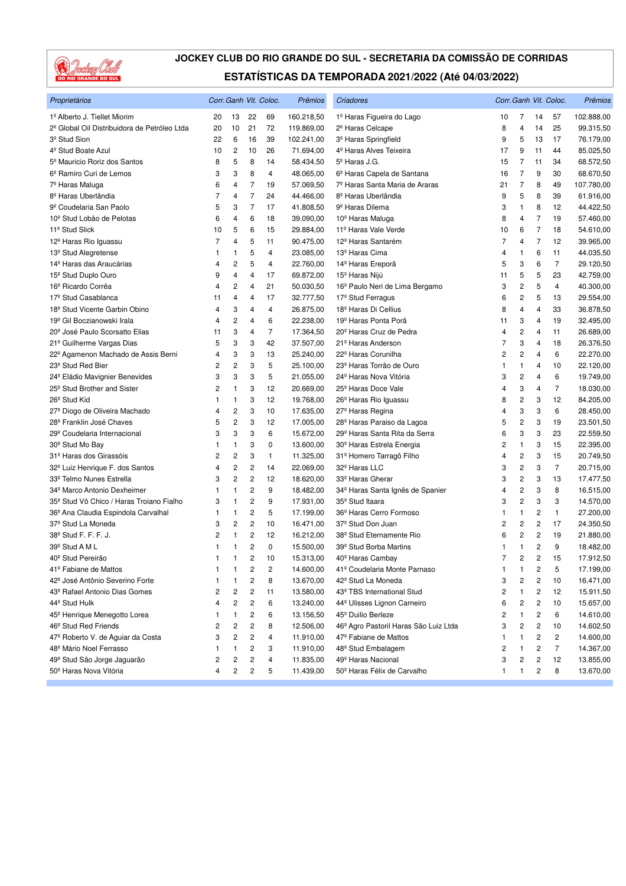# JOCKEY CLUB DO RIO GRANDE DO SUL - SECRETARIA DA COMISSÃO DE CORRIDAS

## ESTATÍSTICAS DA TEMPORADA 2021/2022 (Até 04/03/2022)

| Proprietários | Corr. | Ganh | Vit. | Coloc. | Prêmios | Criadores | Corr. | Ganh | Vit. | Coloc. | Prêmios |
|---|---|---|---|---|---|---|---|---|---|---|---|
| 1º Alberto J. Tiellet Miorim | 20 | 13 | 22 | 69 | 160.218,50 | 1º Haras Figueira do Lago | 10 | 7 | 14 | 57 | 102.888,00 |
| 2º Global Oil Distribuidora de Petróleo Ltda | 20 | 10 | 21 | 72 | 119.869,00 | 2º Haras Celcape | 8 | 4 | 14 | 25 | 99.315,50 |
| 3º Stud Sion | 22 | 6 | 16 | 39 | 102.241,00 | 3º Haras Springfield | 9 | 5 | 13 | 17 | 76.179,00 |
| 4º Stud Boate Azul | 10 | 2 | 10 | 26 | 71.694,00 | 4º Haras Alves Teixeira | 17 | 9 | 11 | 44 | 85.025,50 |
| 5º Mauricio Roriz dos Santos | 8 | 5 | 8 | 14 | 58.434,50 | 5º Haras J.G. | 15 | 7 | 11 | 34 | 68.572,50 |
| 6º Ramiro Curi de Lemos | 3 | 3 | 8 | 4 | 48.065,00 | 6º Haras Capela de Santana | 16 | 7 | 9 | 30 | 68.670,50 |
| 7º Haras Maluga | 6 | 4 | 7 | 19 | 57.069,50 | 7º Haras Santa Maria de Araras | 21 | 7 | 8 | 49 | 107.780,00 |
| 8º Haras Uberlândia | 7 | 4 | 7 | 24 | 44.466,00 | 8º Haras Uberlândia | 9 | 5 | 8 | 39 | 61.916,00 |
| 9º Coudelaria San Paolo | 5 | 3 | 7 | 17 | 41.808,50 | 9º Haras Dilema | 3 | 1 | 8 | 12 | 44.422,50 |
| 10º Stud Lobão de Pelotas | 6 | 4 | 6 | 18 | 39.090,00 | 10º Haras Maluga | 8 | 4 | 7 | 19 | 57.460,00 |
| 11º Stud Slick | 10 | 5 | 6 | 15 | 29.884,00 | 11º Haras Vale Verde | 10 | 6 | 7 | 18 | 54.610,00 |
| 12º Haras Rio Iguassu | 7 | 4 | 5 | 11 | 90.475,00 | 12º Haras Santarém | 7 | 4 | 7 | 12 | 39.965,00 |
| 13º Stud Alegretense | 1 | 1 | 5 | 4 | 23.085,00 | 13º Haras Cima | 4 | 1 | 6 | 11 | 44.035,50 |
| 14º Haras das Araucárias | 4 | 2 | 5 | 4 | 22.760,00 | 14º Haras Ereporã | 5 | 3 | 6 | 7 | 29.120,50 |
| 15º Stud Duplo Ouro | 9 | 4 | 4 | 17 | 69.872,00 | 15º Haras Nijú | 11 | 5 | 5 | 23 | 42.759,00 |
| 16º Ricardo Corrêa | 4 | 2 | 4 | 21 | 50.030,50 | 16º Paulo Neri de Lima Bergamo | 3 | 2 | 5 | 4 | 40.300,00 |
| 17º Stud Casablanca | 11 | 4 | 4 | 17 | 32.777,50 | 17º Stud Ferragus | 6 | 2 | 5 | 13 | 29.554,00 |
| 18º Stud Vicente Garbin Obino | 4 | 3 | 4 | 4 | 26.875,00 | 18º Haras Di Cellius | 8 | 4 | 4 | 33 | 36.878,50 |
| 19º Gil Boczianowski Irala | 4 | 2 | 4 | 6 | 22.238,00 | 19º Haras Ponta Porã | 11 | 3 | 4 | 19 | 32.495,00 |
| 20º José Paulo Scorsatto Elias | 11 | 3 | 4 | 7 | 17.364,50 | 20º Haras Cruz de Pedra | 4 | 2 | 4 | 11 | 26.689,00 |
| 21º Guilherme Vargas Dias | 5 | 3 | 3 | 42 | 37.507,00 | 21º Haras Anderson | 7 | 3 | 4 | 18 | 26.376,50 |
| 22º Agamenon Machado de Assis Berni | 4 | 3 | 3 | 13 | 25.240,00 | 22º Haras Corunilha | 2 | 2 | 4 | 6 | 22.270,00 |
| 23º Stud Red Bier | 2 | 2 | 3 | 5 | 25.100,00 | 23º Haras Torrão de Ouro | 1 | 1 | 4 | 10 | 22.120,00 |
| 24º Eládio Mavignier Benevides | 3 | 3 | 3 | 5 | 21.055,00 | 24º Haras Nova Vitória | 3 | 2 | 4 | 6 | 19.749,00 |
| 25º Stud Brother and Sister | 2 | 1 | 3 | 12 | 20.669,00 | 25º Haras Doce Vale | 4 | 3 | 4 | 7 | 18.030,00 |
| 26º Stud Kid | 1 | 1 | 3 | 12 | 19.768,00 | 26º Haras Rio Iguassu | 8 | 2 | 3 | 12 | 84.205,00 |
| 27º Diogo de Oliveira Machado | 4 | 2 | 3 | 10 | 17.635,00 | 27º Haras Regina | 4 | 3 | 3 | 6 | 28.450,00 |
| 28º Franklin José Chaves | 5 | 2 | 3 | 12 | 17.005,00 | 28º Haras Paraiso da Lagoa | 5 | 2 | 3 | 19 | 23.501,50 |
| 29º Coudelaria Internacional | 3 | 3 | 3 | 6 | 15.672,00 | 29º Haras Santa Rita da Serra | 6 | 3 | 3 | 23 | 22.559,50 |
| 30º Stud Mo Bay | 1 | 1 | 3 | 0 | 13.600,00 | 30º Haras Estrela Energia | 2 | 1 | 3 | 15 | 22.395,00 |
| 31º Haras dos Girassóis | 2 | 2 | 3 | 1 | 11.325,00 | 31º Homero Tarragô Filho | 4 | 2 | 3 | 15 | 20.749,50 |
| 32º Luiz Henrique F. dos Santos | 4 | 2 | 2 | 14 | 22.069,00 | 32º Haras LLC | 3 | 2 | 3 | 7 | 20.715,00 |
| 33º Telmo Nunes Estrella | 3 | 2 | 2 | 12 | 18.620,00 | 33º Haras Gherar | 3 | 2 | 3 | 13 | 17.477,50 |
| 34º Marco Antonio Dexheimer | 1 | 1 | 2 | 9 | 18.482,00 | 34º Haras Santa Ignês de Spanier | 4 | 2 | 3 | 8 | 16.515,00 |
| 35º Stud Vô Chico / Haras Troiano Fialho | 3 | 1 | 2 | 9 | 17.931,00 | 35º Stud Itaara | 3 | 2 | 3 | 6 | 14.570,00 |
| 36º Ana Claudia Espindola Carvalhal | 1 | 1 | 2 | 5 | 17.199,00 | 36º Haras Cerro Formoso | 1 | 1 | 2 | 1 | 27.200,00 |
| 37º Stud La Moneda | 3 | 2 | 2 | 10 | 16.471,00 | 37º Stud Don Juan | 2 | 2 | 2 | 17 | 24.350,50 |
| 38º Stud F. F. F. J. | 2 | 1 | 2 | 12 | 16.212,00 | 38º Stud Eternamente Rio | 6 | 2 | 2 | 19 | 21.880,00 |
| 39º Stud A M L | 1 | 1 | 2 | 0 | 15.500,00 | 39º Stud Borba Martins | 1 | 1 | 2 | 9 | 18.482,00 |
| 40º Stud Pereirão | 1 | 1 | 2 | 10 | 15.313,00 | 40º Haras Cambay | 7 | 2 | 2 | 15 | 17.912,50 |
| 41º Fabiane de Mattos | 1 | 1 | 2 | 2 | 14.600,00 | 41º Coudelaria Monte Parnaso | 1 | 1 | 2 | 5 | 17.199,00 |
| 42º José Antônio Severino Forte | 1 | 1 | 2 | 8 | 13.670,00 | 42º Stud La Moneda | 3 | 2 | 2 | 10 | 16.471,00 |
| 43º Rafael Antonio Dias Gomes | 2 | 2 | 2 | 11 | 13.580,00 | 43º TBS International Stud | 2 | 1 | 2 | 12 | 15.911,50 |
| 44º Stud Hulk | 4 | 2 | 2 | 6 | 13.240,00 | 44º Ulisses Lignon Carneiro | 6 | 2 | 2 | 10 | 15.657,00 |
| 45º Henrique Menegotto Lorea | 1 | 1 | 2 | 6 | 13.156,50 | 45º Duilio Berleze | 2 | 1 | 2 | 6 | 14.610,00 |
| 46º Stud Red Friends | 2 | 2 | 2 | 8 | 12.506,00 | 46º Agro Pastoril Haras São Luiz Ltda | 3 | 2 | 2 | 10 | 14.602,50 |
| 47º Roberto V. de Aguiar da Costa | 3 | 2 | 2 | 4 | 11.910,00 | 47º Fabiane de Mattos | 1 | 1 | 2 | 2 | 14.600,00 |
| 48º Mário Noel Ferrasso | 1 | 1 | 2 | 3 | 11.910,00 | 48º Stud Embalagem | 2 | 1 | 2 | 7 | 14.367,00 |
| 49º Stud São Jorge Jaguarão | 2 | 2 | 2 | 4 | 11.835,00 | 49º Haras Nacional | 3 | 2 | 2 | 12 | 13.855,00 |
| 50º Haras Nova Vitória | 4 | 2 | 2 | 5 | 11.439,00 | 50º Haras Félix de Carvalho | 1 | 1 | 2 | 8 | 13.670,00 |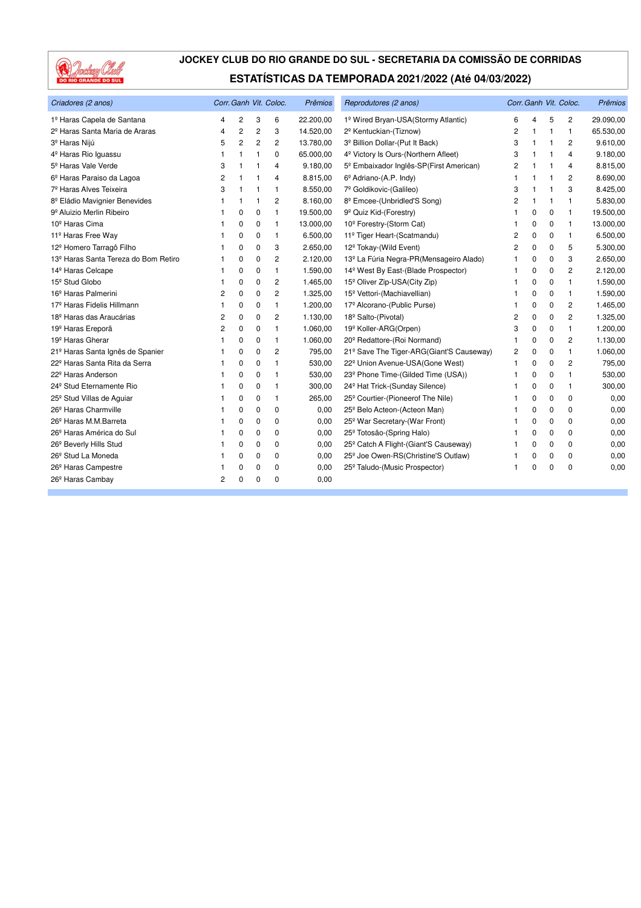# JOCKEY CLUB DO RIO GRANDE DO SUL - SECRETARIA DA COMISSÃO DE CORRIDAS

## ESTATÍSTICAS DA TEMPORADA 2021/2022 (Até 04/03/2022)

| *Criadores (2 anos)* | *Corr.* | *Ganh* | *Vit.* | *Coloc.* | *Prêmios* |
|---|---|---|---|---|---|
| 1º Haras Capela de Santana | 4 | 2 | 3 | 6 | 22.200,00 |
| 2º Haras Santa Maria de Araras | 4 | 2 | 2 | 3 | 14.520,00 |
| 3º Haras Nijú | 5 | 2 | 2 | 2 | 13.780,00 |
| 4º Haras Rio Iguassu | 1 | 1 | 1 | 0 | 65.000,00 |
| 5º Haras Vale Verde | 3 | 1 | 1 | 4 | 9.180,00 |
| 6º Haras Paraiso da Lagoa | 2 | 1 | 1 | 4 | 8.815,00 |
| 7º Haras Alves Teixeira | 3 | 1 | 1 | 1 | 8.550,00 |
| 8º Eládio Mavignier Benevides | 1 | 1 | 1 | 2 | 8.160,00 |
| 9º Aluizio Merlin Ribeiro | 1 | 0 | 0 | 1 | 19.500,00 |
| 10º Haras Cima | 1 | 0 | 0 | 1 | 13.000,00 |
| 11º Haras Free Way | 1 | 0 | 0 | 1 | 6.500,00 |
| 12º Homero Tarragô Filho | 1 | 0 | 0 | 3 | 2.650,00 |
| 13º Haras Santa Tereza do Bom Retiro | 1 | 0 | 0 | 2 | 2.120,00 |
| 14º Haras Celcape | 1 | 0 | 0 | 1 | 1.590,00 |
| 15º Stud Globo | 1 | 0 | 0 | 2 | 1.465,00 |
| 16º Haras Palmerini | 2 | 0 | 0 | 2 | 1.325,00 |
| 17º Haras Fidelis Hillmann | 1 | 0 | 0 | 1 | 1.200,00 |
| 18º Haras das Araucárias | 2 | 0 | 0 | 2 | 1.130,00 |
| 19º Haras Ereporã | 2 | 0 | 0 | 1 | 1.060,00 |
| 19º Haras Gherar | 1 | 0 | 0 | 1 | 1.060,00 |
| 21º Haras Santa Ignês de Spanier | 1 | 0 | 0 | 2 | 795,00 |
| 22º Haras Santa Rita da Serra | 1 | 0 | 0 | 1 | 530,00 |
| 22º Haras Anderson | 1 | 0 | 0 | 1 | 530,00 |
| 24º Stud Eternamente Rio | 1 | 0 | 0 | 1 | 300,00 |
| 25º Stud Villas de Aguiar | 1 | 0 | 0 | 1 | 265,00 |
| 26º Haras Charmville | 1 | 0 | 0 | 0 | 0,00 |
| 26º Haras M.M.Barreta | 1 | 0 | 0 | 0 | 0,00 |
| 26º Haras América do Sul | 1 | 0 | 0 | 0 | 0,00 |
| 26º Beverly Hills Stud | 1 | 0 | 0 | 0 | 0,00 |
| 26º Stud La Moneda | 1 | 0 | 0 | 0 | 0,00 |
| 26º Haras Campestre | 1 | 0 | 0 | 0 | 0,00 |
| 26º Haras Cambay | 2 | 0 | 0 | 0 | 0,00 |

| *Reprodutores (2 anos)* | *Corr.* | *Ganh* | *Vit.* | *Coloc.* | *Prêmios* |
|---|---|---|---|---|---|
| 1º Wired Bryan-USA(Stormy Atlantic) | 6 | 4 | 5 | 2 | 29.090,00 |
| 2º Kentuckian-(Tiznow) | 2 | 1 | 1 | 1 | 65.530,00 |
| 3º Billion Dollar-(Put It Back) | 3 | 1 | 1 | 2 | 9.610,00 |
| 4º Victory Is Ours-(Northern Afleet) | 3 | 1 | 1 | 4 | 9.180,00 |
| 5º Embaixador Inglês-SP(First American) | 2 | 1 | 1 | 4 | 8.815,00 |
| 6º Adriano-(A.P. Indy) | 1 | 1 | 1 | 2 | 8.690,00 |
| 7º Goldikovic-(Galileo) | 3 | 1 | 1 | 3 | 8.425,00 |
| 8º Emcee-(Unbridled'S Song) | 2 | 1 | 1 | 1 | 5.830,00 |
| 9º Quiz Kid-(Forestry) | 1 | 0 | 0 | 1 | 19.500,00 |
| 10º Forestry-(Storm Cat) | 1 | 0 | 0 | 1 | 13.000,00 |
| 11º Tiger Heart-(Scatmandu) | 2 | 0 | 0 | 1 | 6.500,00 |
| 12º Tokay-(Wild Event) | 2 | 0 | 0 | 5 | 5.300,00 |
| 13º La Fúria Negra-PR(Mensageiro Alado) | 1 | 0 | 0 | 3 | 2.650,00 |
| 14º West By East-(Blade Prospector) | 1 | 0 | 0 | 2 | 2.120,00 |
| 15º Oliver Zip-USA(City Zip) | 1 | 0 | 0 | 1 | 1.590,00 |
| 15º Vettori-(Machiavellian) | 1 | 0 | 0 | 1 | 1.590,00 |
| 17º Alcorano-(Public Purse) | 1 | 0 | 0 | 2 | 1.465,00 |
| 18º Salto-(Pivotal) | 2 | 0 | 0 | 2 | 1.325,00 |
| 19º Koller-ARG(Orpen) | 3 | 0 | 0 | 1 | 1.200,00 |
| 20º Redattore-(Roi Normand) | 1 | 0 | 0 | 2 | 1.130,00 |
| 21º Save The Tiger-ARG(Giant'S Causeway) | 2 | 0 | 0 | 1 | 1.060,00 |
| 22º Union Avenue-USA(Gone West) | 1 | 0 | 0 | 2 | 795,00 |
| 23º Phone Time-(Gilded Time (USA)) | 1 | 0 | 0 | 1 | 530,00 |
| 24º Hat Trick-(Sunday Silence) | 1 | 0 | 0 | 1 | 300,00 |
| 25º Courtier-(Pioneerof The Nile) | 1 | 0 | 0 | 0 | 0,00 |
| 25º Belo Acteon-(Acteon Man) | 1 | 0 | 0 | 0 | 0,00 |
| 25º War Secretary-(War Front) | 1 | 0 | 0 | 0 | 0,00 |
| 25º Totosão-(Spring Halo) | 1 | 0 | 0 | 0 | 0,00 |
| 25º Catch A Flight-(Giant'S Causeway) | 1 | 0 | 0 | 0 | 0,00 |
| 25º Joe Owen-RS(Christine'S Outlaw) | 1 | 0 | 0 | 0 | 0,00 |
| 25º Taludo-(Music Prospector) | 1 | 0 | 0 | 0 | 0,00 |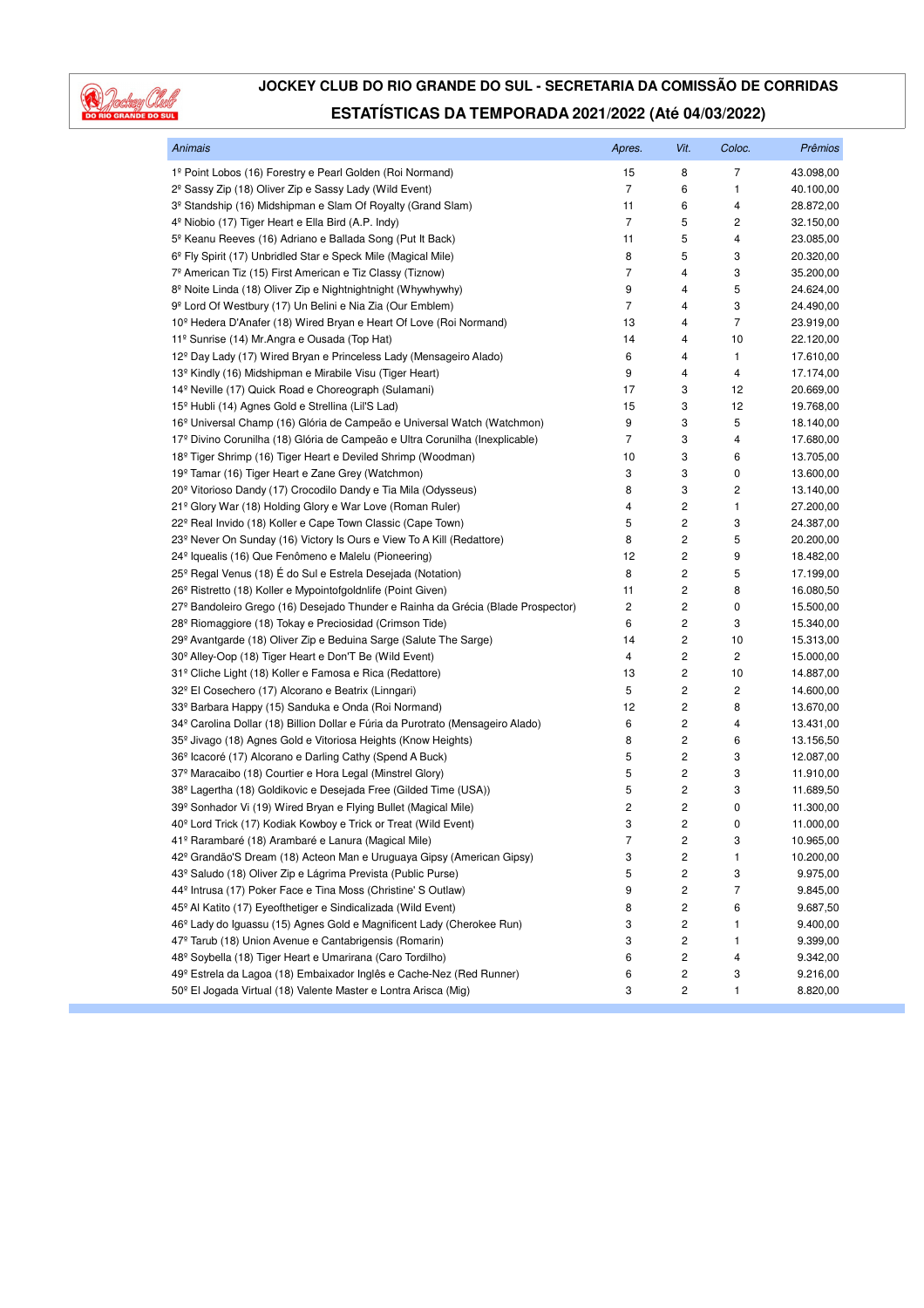## JOCKEY CLUB DO RIO GRANDE DO SUL - SECRETARIA DA COMISSÃO DE CORRIDAS

## ESTATÍSTICAS DA TEMPORADA 2021/2022 (Até 04/03/2022)

| *Animais* | *Apres.* | *Vit.* | *Coloc.* | *Prêmios* |
|---|---|---|---|---|
| 1º Point Lobos (16) Forestry e Pearl Golden (Roi Normand) | 15 | 8 | 7 | 43.098,00 |
| 2º Sassy Zip (18) Oliver Zip e Sassy Lady (Wild Event) | 7 | 6 | 1 | 40.100,00 |
| 3º Standship (16) Midshipman e Slam Of Royalty (Grand Slam) | 11 | 6 | 4 | 28.872,00 |
| 4º Niobio (17) Tiger Heart e Ella Bird (A.P. Indy) | 7 | 5 | 2 | 32.150,00 |
| 5º Keanu Reeves (16) Adriano e Ballada Song (Put It Back) | 11 | 5 | 4 | 23.085,00 |
| 6º Fly Spirit (17) Unbridled Star e Speck Mile (Magical Mile) | 8 | 5 | 3 | 20.320,00 |
| 7º American Tiz (15) First American e Tiz Classy (Tiznow) | 7 | 4 | 3 | 35.200,00 |
| 8º Noite Linda (18) Oliver Zip e Nightnightnight (Whywhywhy) | 9 | 4 | 5 | 24.624,00 |
| 9º Lord Of Westbury (17) Un Belini e Nia Zia (Our Emblem) | 7 | 4 | 3 | 24.490,00 |
| 10º Hedera D'Anafer (18) Wired Bryan e Heart Of Love (Roi Normand) | 13 | 4 | 7 | 23.919,00 |
| 11º Sunrise (14) Mr.Angra e Ousada (Top Hat) | 14 | 4 | 10 | 22.120,00 |
| 12º Day Lady (17) Wired Bryan e Princeless Lady (Mensageiro Alado) | 6 | 4 | 1 | 17.610,00 |
| 13º Kindly (16) Midshipman e Mirabile Visu (Tiger Heart) | 9 | 4 | 4 | 17.174,00 |
| 14º Neville (17) Quick Road e Choreograph (Sulamani) | 17 | 3 | 12 | 20.669,00 |
| 15º Hubli (14) Agnes Gold e Strellina (Lil'S Lad) | 15 | 3 | 12 | 19.768,00 |
| 16º Universal Champ (16) Glória de Campeão e Universal Watch (Watchmon) | 9 | 3 | 5 | 18.140,00 |
| 17º Divino Corunilha (18) Glória de Campeão e Ultra Corunilha (Inexplicable) | 7 | 3 | 4 | 17.680,00 |
| 18º Tiger Shrimp (16) Tiger Heart e Deviled Shrimp (Woodman) | 10 | 3 | 6 | 13.705,00 |
| 19º Tamar (16) Tiger Heart e Zane Grey (Watchmon) | 3 | 3 | 0 | 13.600,00 |
| 20º Vitorioso Dandy (17) Crocodilo Dandy e Tia Mila (Odysseus) | 8 | 3 | 2 | 13.140,00 |
| 21º Glory War (18) Holding Glory e War Love (Roman Ruler) | 4 | 2 | 1 | 27.200,00 |
| 22º Real Invido (18) Koller e Cape Town Classic (Cape Town) | 5 | 2 | 3 | 24.387,00 |
| 23º Never On Sunday (16) Victory Is Ours e View To A Kill (Redattore) | 8 | 2 | 5 | 20.200,00 |
| 24º Iquealis (16) Que Fenômeno e Malelu (Pioneering) | 12 | 2 | 9 | 18.482,00 |
| 25º Regal Venus (18) É do Sul e Estrela Desejada (Notation) | 8 | 2 | 5 | 17.199,00 |
| 26º Ristretto (18) Koller e Mypointofgoldnlife (Point Given) | 11 | 2 | 8 | 16.080,50 |
| 27º Bandoleiro Grego (16) Desejado Thunder e Rainha da Grécia (Blade Prospector) | 2 | 2 | 0 | 15.500,00 |
| 28º Riomaggiore (18) Tokay e Preciosidad (Crimson Tide) | 6 | 2 | 3 | 15.340,00 |
| 29º Avantgarde (18) Oliver Zip e Beduina Sarge (Salute The Sarge) | 14 | 2 | 10 | 15.313,00 |
| 30º Alley-Oop (18) Tiger Heart e Don'T Be (Wild Event) | 4 | 2 | 2 | 15.000,00 |
| 31º Cliche Light (18) Koller e Famosa e Rica (Redattore) | 13 | 2 | 10 | 14.887,00 |
| 32º El Cosechero (17) Alcorano e Beatrix (Linngari) | 5 | 2 | 2 | 14.600,00 |
| 33º Barbara Happy (15) Sanduka e Onda (Roi Normand) | 12 | 2 | 8 | 13.670,00 |
| 34º Carolina Dollar (18) Billion Dollar e Fúria da Purotrato (Mensageiro Alado) | 6 | 2 | 4 | 13.431,00 |
| 35º Jivago (18) Agnes Gold e Vitoriosa Heights (Know Heights) | 8 | 2 | 6 | 13.156,50 |
| 36º Icacoré (17) Alcorano e Darling Cathy (Spend A Buck) | 5 | 2 | 3 | 12.087,00 |
| 37º Maracaibo (18) Courtier e Hora Legal (Minstrel Glory) | 5 | 2 | 3 | 11.910,00 |
| 38º Lagertha (18) Goldikovic e Desejada Free (Gilded Time (USA)) | 5 | 2 | 3 | 11.689,50 |
| 39º Sonhador Vi (19) Wired Bryan e Flying Bullet (Magical Mile) | 2 | 2 | 0 | 11.300,00 |
| 40º Lord Trick (17) Kodiak Kowboy e Trick or Treat (Wild Event) | 3 | 2 | 0 | 11.000,00 |
| 41º Rarambaré (18) Arambaré e Lanura (Magical Mile) | 7 | 2 | 3 | 10.965,00 |
| 42º Grandão'S Dream (18) Acteon Man e Uruguaya Gipsy (American Gipsy) | 3 | 2 | 1 | 10.200,00 |
| 43º Saludo (18) Oliver Zip e Lágrima Prevista (Public Purse) | 5 | 2 | 3 | 9.975,00 |
| 44º Intrusa (17) Poker Face e Tina Moss (Christine' S Outlaw) | 9 | 2 | 7 | 9.845,00 |
| 45º Al Katito (17) Eyeofthetiger e Sindicalizada (Wild Event) | 8 | 2 | 6 | 9.687,50 |
| 46º Lady do Iguassu (15) Agnes Gold e Magnificent Lady (Cherokee Run) | 3 | 2 | 1 | 9.400,00 |
| 47º Tarub (18) Union Avenue e Cantabrigensis (Romarin) | 3 | 2 | 1 | 9.399,00 |
| 48º Soybella (18) Tiger Heart e Umarirana (Caro Tordilho) | 6 | 2 | 4 | 9.342,00 |
| 49º Estrela da Lagoa (18) Embaixador Inglês e Cache-Nez (Red Runner) | 6 | 2 | 3 | 9.216,00 |
| 50º El Jogada Virtual (18) Valente Master e Lontra Arisca (Mig) | 3 | 2 | 1 | 8.820,00 |